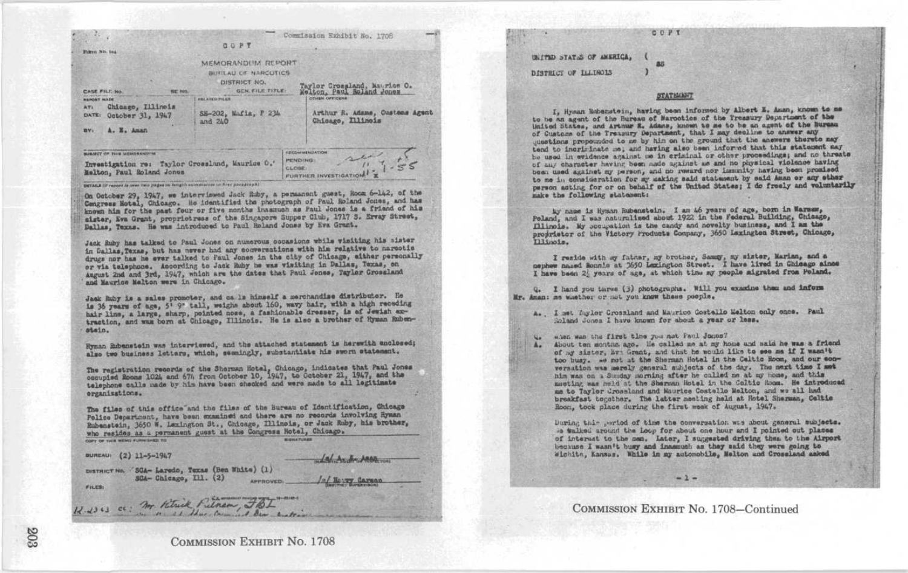Commission Exhibit No. 1708

Form No. 164

COPY

MEMORANDUM REPORT
BUREAU OF NARCOTICS
DISTRICT NO.

CASE FILE No. | SE No. | GEN. FILE TITLE: Taylor Crossland, Maurice O. Melton, Paul Roland Jones

REPORT MADE AT: Chicago, Illinois
DATE: October 31, 1947
BY: A. E. Aman

RELATED FILES: SE-202, Mafia, F 234 and 240

OTHER OFFICERS: Arthur R. Adams, Customs Agent Chicago, Illinois

SUBJECT OF THIS MEMORANDUM: Investigation re: Taylor Crossland, Maurice O. Melton, Paul Roland Jones

RECOMMENDATION: PENDING: CLOSE: FURTHER INVESTIGATION: x 11-4-55

DETAILS (if report is over two pages in length summarize in first paragraph)

On October 29, 1947, we interviewed Jack Ruby, a permanent guest, Room 6-142, of the Congress Hotel, Chicago. He identified the photograph of Paul Roland Jones, and has known him for the past four or five months inasmuch as Paul Jones is a friend of his sister, Eva Grant, proprietress of the Singapore Supper Club, 1717 S. Ervay Street, Dallas, Texas. He was introduced to Paul Roland Jones by Eva Grant.

Jack Ruby has talked to Paul Jones on numerous occasions while visiting his sister in Dallas, Texas, but has never had any conversations with him relative to narcotic drugs nor has he ever talked to Paul Jones in the city of Chicago, either personally or via telephone. According to Jack Ruby he was visiting in Dallas, Texas, on August 2nd and 3rd, 1947, which are the dates that Paul Jones, Taylor Crossland and Maurice Melton were in Chicago.

Jack Ruby is a sales promoter, and calls himself a merchandise distributor. He is 36 years of age, 5' 9" tall, weighs about 160, wavy hair, with a high receding hair line, a large, sharp, pointed nose, a fashionable dresser, is of Jewish extraction, and was born at Chicago, Illinois. He is also a brother of Hyman Rubenstein.

Hyman Rubenstein was interviewed, and the attached statement is herewith enclosed; also two business letters, which, seemingly, substantiate his sworn statement.

The registration records of the Sherman Hotel, Chicago, indicates that Paul Jones occupied Rooms 1024 and 674 from October 10, 1947, to October 21, 1947, and the telephone calls made by him have been checked and were made to all legitimate organizations.

The files of this office and the files of the Bureau of Identification, Chicago Police Department, have been examined and there are no records involving Hyman Rubenstein, 3650 W. Lexington St., Chicago, Illinois, or Jack Ruby, his brother, who resides as a permanent guest at the Congress Hotel, Chicago.

COPY OF THIS MEMO FURNISHED TO: BUREAU: (2) 11-5-1947
DISTRICT No. SCA- Laredo, Texas (Ben White) (1)
SCA- Chicago, Ill. (2)

SIGNATURES: /s/ A. E. Aman (NARCOTIC AGENT OR INSPECTOR)
APPROVED: /s/ Harry Carson (DISTRICT SUPERVISOR)

FILES:

R-2363 cc: Mr. Patrick Putnam, FBI

COMMISSION EXHIBIT No. 1708

---

COPY

UNITED STATES OF AMERICA, (
 ) SS
DISTRICT OF ILLINOIS )

## STATEMENT

I, Hyman Rubenstein, having been informed by Albert E. Aman, known to me to be an agent of the Bureau of Narcotics of the Treasury Department of the United States, and Arthur R. Adams, known to me to be an agent of the Bureau of Customs of the Treasury Department, that I may decline to answer any questions propounded to me by him on the ground that the answers thereto may tend to incriminate me; and having also been informed that this statement may be used in evidence against me in criminal or other proceedings; and no threats of any character having been made against me and no physical violence having been used against my person, and no reward nor immunity having been promised to me in consideration for my making said statement by said Aman or any other person acting for or on behalf of the United States; I do freely and voluntarily make the following statement:

My name is Hyman Rubenstein. I am 46 years of age, born in Warsaw, Poland, and I was naturalized about 1922 in the Federal Building, Chicago, Illinois. My occupation is the candy and novelty business, and I am the proprietor of the Victory Products Company, 3650 Lexington Street, Chicago, Illinois.

I reside with my father, my brother, Sammy, my sister, Marian, and a nephew named Ronnie at 3650 Lexington Street. I have lived in Chicago since I have been 2½ years of age, at which time my people migrated from Poland.

Q. I hand you three (3) photographs. Will you examine them and inform
Mr. Aman: me whether or not you know these people.

A. I met Taylor Crossland and Maurice Costello Melton only once. Paul Roland Jones I have known for about a year or less.

Q. When was the first time you met Paul Jones?

A. About ten months ago. He called me at my home and said he was a friend of my sister, Eva Grant, and that he would like to see me if I wasn't too busy. We met at the Sherman Hotel in the Celtic Room, and our conversation was merely general subjects of the day. The next time I met him was on a Sunday morning after he called me at my home, and this meeting was held at the Sherman Hotel in the Celtic Room. He introduced me to Taylor Crossland and Maurice Costello Melton, and we all had breakfast together. The latter meeting held at Hotel Sherman, Celtic Room, took place during the first week of August, 1947.

During this period of time the conversation was about general subjects. We walked around the Loop for about one hour and I pointed out places of interest to the men. Later, I suggested driving them to the Airport because I wasn't busy and inasmuch as they said they were going to Wichita, Kansas. While in my automobile, Melton and Crossland asked

- 1 -

COMMISSION EXHIBIT No. 1708—Continued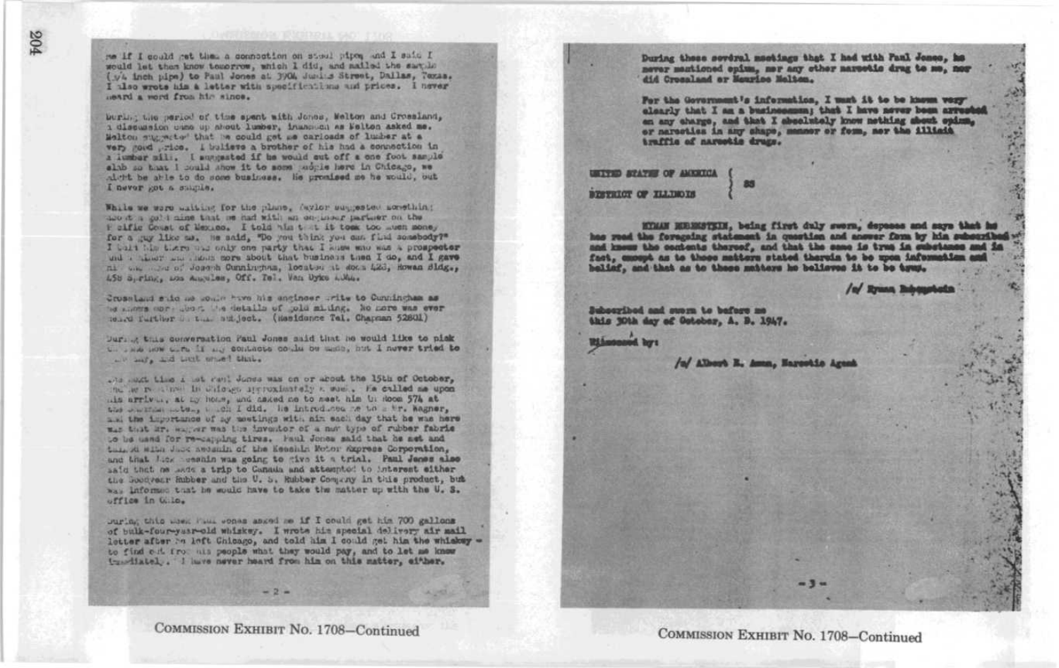me if I could get them a connection on steel pipe, and I said I would let them know tomorrow, which I did, and mailed the sample (3/4 inch pipe) to Paul Jones at 3904 Junius Street, Dallas, Texas. I also wrote him a letter with specifications and prices. I never heard a word from him since.

During the period of time spent with Jones, Melton and Crossland, a discussion came up about lumber, inasmuch as Melton asked me. Melton suggested that he could get me carloads of lumber at a very good price. I believe a brother of his had a connection in a lumber mill. I suggested if he would cut off a one foot sample slab so that I could show it to some people here in Chicago, we might be able to do some business. He promised me he would, but I never got a sample.

While we were waiting for the plane, Taylor suggested something about a gold mine that he had with an engineer partner on the Pacific Coast of Mexico. I told him that it took too much money for a guy like me. He said, "Do you think you can find somebody?" I told him there was only one party that I knew who was a prospector and a miner and knows more about that business than I do, and I gave him the name of Joseph Cunningham, located at Room 423, Rowan Bldg., 458 Spring, Los Angeles, Off. Tel. Van Dyke 4044.

Crossland said he would have his engineer write to Cunningham as he knows more about the details of gold mining. No more was ever heard further on that subject. (Residence Tel. Chapman 52801)

During this conversation Paul Jones said that he would like to pick up some new cars if any contacts could be made, but I never tried to get any, and that ended that.

The next time I met Paul Jones was on or about the 15th of October, when he remained in Chicago approximately a week. He called me upon his arrival, at my home, and asked me to meet him in Room 574 at the Sherman Hotel, which I did. He introduced me to a Mr. Wagner, and the importance of my meetings with him each day that he was here was that Mr. Wagner was the inventor of a new type of rubber fabric to be used for re-capping tires. Paul Jones said that he met and talked with Jack Keeshin of the Keeshin Motor Express Corporation, and that Jack Keeshin was going to give it a trial. Paul Jones also said that he made a trip to Canada and attempted to interest either the Goodyear Rubber and the U. S. Rubber Company in this product, but was informed that he would have to take the matter up with the U. S. office in Ohio.

During this week Paul Jones asked me if I could get him 700 gallons of bulk-four-year-old whiskey. I wrote him special delivery air mail letter after he left Chicago, and told him I could get him the whiskey - to find out from his people what they would pay, and to let me know immediately. I have never heard from him on this matter, either.

- 2 -

COMMISSION EXHIBIT No. 1708—Continued

During these several meetings that I had with Paul Jones, he never mentioned opium, nor any other narcotic drug to me, nor did Crossland or Maurice Melton.

For the Government's information, I want it to be known very clearly that I am a businessman; that I have never been arrested on any charge, and that I absolutely know nothing about opium, or narcotics in any shape, manner or form, nor the illicit traffic of narcotic drugs.

UNITED STATES OF AMERICA }
DISTRICT OF ILLINOIS } SS

HYMAN RUBENSTEIN, being first duly sworn, deposes and says that he has read the foregoing statement in question and answer form by him subscribed and knows the contents thereof, and that the same is true in substance and in fact, except as to those matters stated therein to be upon information and belief, and that as to those matters he believes it to be true.

/s/ Hyman Rubenstein

Subscribed and sworn to before me this 30th day of October, A. D. 1947.

Witnessed by:

/s/ Albert E. Aman, Narcotic Agent

- 3 -

COMMISSION EXHIBIT No. 1708—Continued